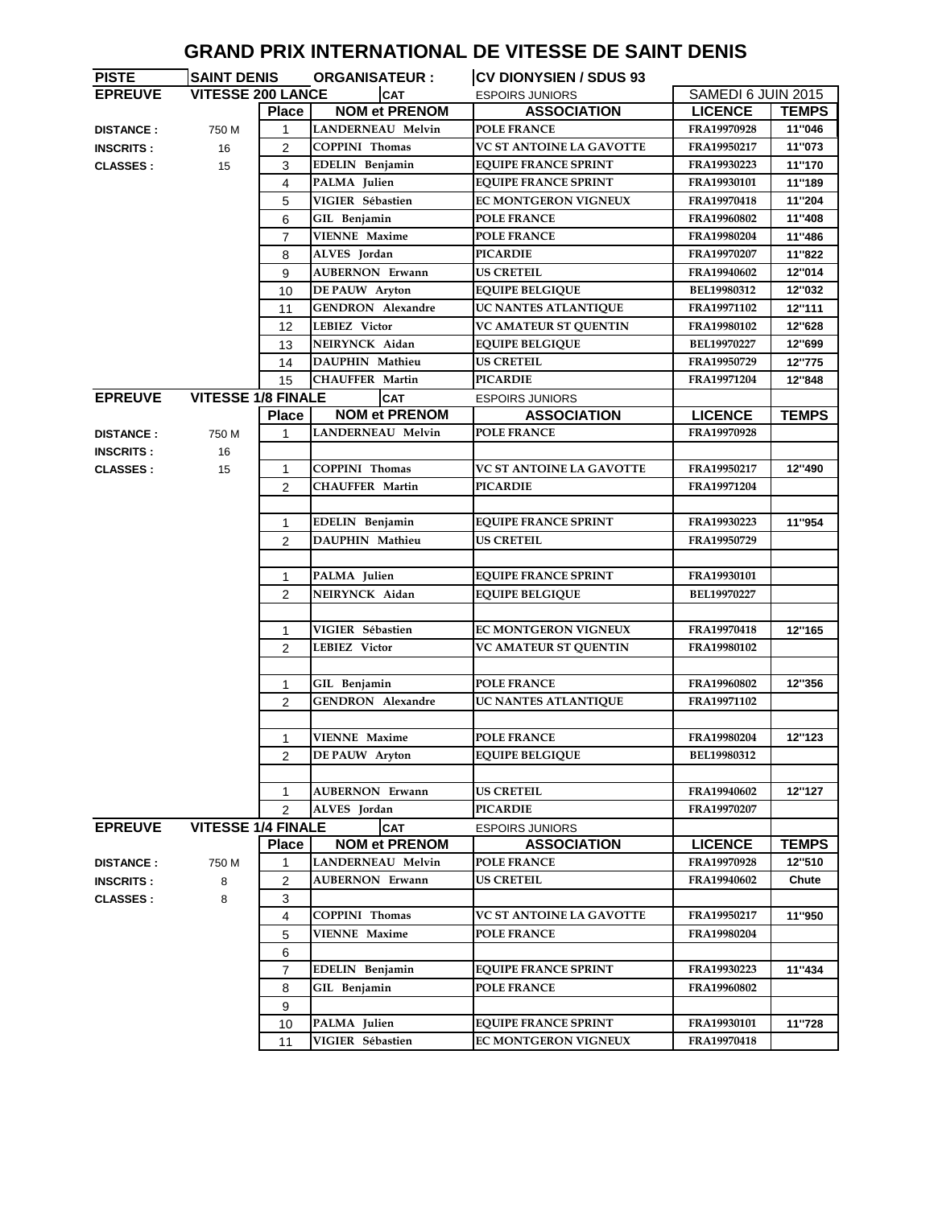# GRAND PRIX INTERNATIONAL DE VITESSE DE SAINT DENIS

| PISTE | SAINT DENIS | ORGANISATEUR : | | CV DIONYSIEN / SDUS 93 | | |
|---|---|---|---|---|---|---|
| **EPREUVE** | **VITESSE 200 LANCE** | | CAT | ESPOIRS JUNIORS | SAMEDI 6 JUIN 2015 | |
| | | **Place** | **NOM et PRENOM** | **ASSOCIATION** | **LICENCE** | **TEMPS** |
| **DISTANCE :** | 750 M | 1 | LANDERNEAU Melvin | POLE FRANCE | FRA19970928 | 11''046 |
| **INSCRITS :** | 16 | 2 | COPPINI Thomas | VC ST ANTOINE LA GAVOTTE | FRA19950217 | 11''073 |
| **CLASSES :** | 15 | 3 | EDELIN Benjamin | EQUIPE FRANCE SPRINT | FRA19930223 | 11''170 |
| | | 4 | PALMA Julien | EQUIPE FRANCE SPRINT | FRA19930101 | 11''189 |
| | | 5 | VIGIER Sébastien | EC MONTGERON VIGNEUX | FRA19970418 | 11''204 |
| | | 6 | GIL Benjamin | POLE FRANCE | FRA19960802 | 11''408 |
| | | 7 | VIENNE Maxime | POLE FRANCE | FRA19980204 | 11''486 |
| | | 8 | ALVES Jordan | PICARDIE | FRA19970207 | 11''822 |
| | | 9 | AUBERNON Erwann | US CRETEIL | FRA19940602 | 12''014 |
| | | 10 | DE PAUW Aryton | EQUIPE BELGIQUE | BEL19980312 | 12''032 |
| | | 11 | GENDRON Alexandre | UC NANTES ATLANTIQUE | FRA19971102 | 12''111 |
| | | 12 | LEBIEZ Victor | VC AMATEUR ST QUENTIN | FRA19980102 | 12''628 |
| | | 13 | NEIRYNCK Aidan | EQUIPE BELGIQUE | BEL19970227 | 12''699 |
| | | 14 | DAUPHIN Mathieu | US CRETEIL | FRA19950729 | 12''775 |
| | | 15 | CHAUFFER Martin | PICARDIE | FRA19971204 | 12''848 |

| **EPREUVE** | **VITESSE 1/8 FINALE** | | CAT | ESPOIRS JUNIORS | | |
|---|---|---|---|---|---|---|
| | | **Place** | **NOM et PRENOM** | **ASSOCIATION** | **LICENCE** | **TEMPS** |
| **DISTANCE :** | 750 M | 1 | LANDERNEAU Melvin | POLE FRANCE | FRA19970928 | |
| **INSCRITS :** | 16 | | | | | |
| **CLASSES :** | 15 | 1 | COPPINI Thomas | VC ST ANTOINE LA GAVOTTE | FRA19950217 | 12''490 |
| | | 2 | CHAUFFER Martin | PICARDIE | FRA19971204 | |
| | | | | | | |
| | | 1 | EDELIN Benjamin | EQUIPE FRANCE SPRINT | FRA19930223 | 11''954 |
| | | 2 | DAUPHIN Mathieu | US CRETEIL | FRA19950729 | |
| | | | | | | |
| | | 1 | PALMA Julien | EQUIPE FRANCE SPRINT | FRA19930101 | |
| | | 2 | NEIRYNCK Aidan | EQUIPE BELGIQUE | BEL19970227 | |
| | | | | | | |
| | | 1 | VIGIER Sébastien | EC MONTGERON VIGNEUX | FRA19970418 | 12''165 |
| | | 2 | LEBIEZ Victor | VC AMATEUR ST QUENTIN | FRA19980102 | |
| | | | | | | |
| | | 1 | GIL Benjamin | POLE FRANCE | FRA19960802 | 12''356 |
| | | 2 | GENDRON Alexandre | UC NANTES ATLANTIQUE | FRA19971102 | |
| | | | | | | |
| | | 1 | VIENNE Maxime | POLE FRANCE | FRA19980204 | 12''123 |
| | | 2 | DE PAUW Aryton | EQUIPE BELGIQUE | BEL19980312 | |
| | | | | | | |
| | | 1 | AUBERNON Erwann | US CRETEIL | FRA19940602 | 12''127 |
| | | 2 | ALVES Jordan | PICARDIE | FRA19970207 | |

| **EPREUVE** | **VITESSE 1/4 FINALE** | | CAT | ESPOIRS JUNIORS | | |
|---|---|---|---|---|---|---|
| | | **Place** | **NOM et PRENOM** | **ASSOCIATION** | **LICENCE** | **TEMPS** |
| **DISTANCE :** | 750 M | 1 | LANDERNEAU Melvin | POLE FRANCE | FRA19970928 | 12''510 |
| **INSCRITS :** | 8 | 2 | AUBERNON Erwann | US CRETEIL | FRA19940602 | Chute |
| **CLASSES :** | 8 | 3 | | | | |
| | | 4 | COPPINI Thomas | VC ST ANTOINE LA GAVOTTE | FRA19950217 | 11''950 |
| | | 5 | VIENNE Maxime | POLE FRANCE | FRA19980204 | |
| | | 6 | | | | |
| | | 7 | EDELIN Benjamin | EQUIPE FRANCE SPRINT | FRA19930223 | 11''434 |
| | | 8 | GIL Benjamin | POLE FRANCE | FRA19960802 | |
| | | 9 | | | | |
| | | 10 | PALMA Julien | EQUIPE FRANCE SPRINT | FRA19930101 | 11''728 |
| | | 11 | VIGIER Sébastien | EC MONTGERON VIGNEUX | FRA19970418 | |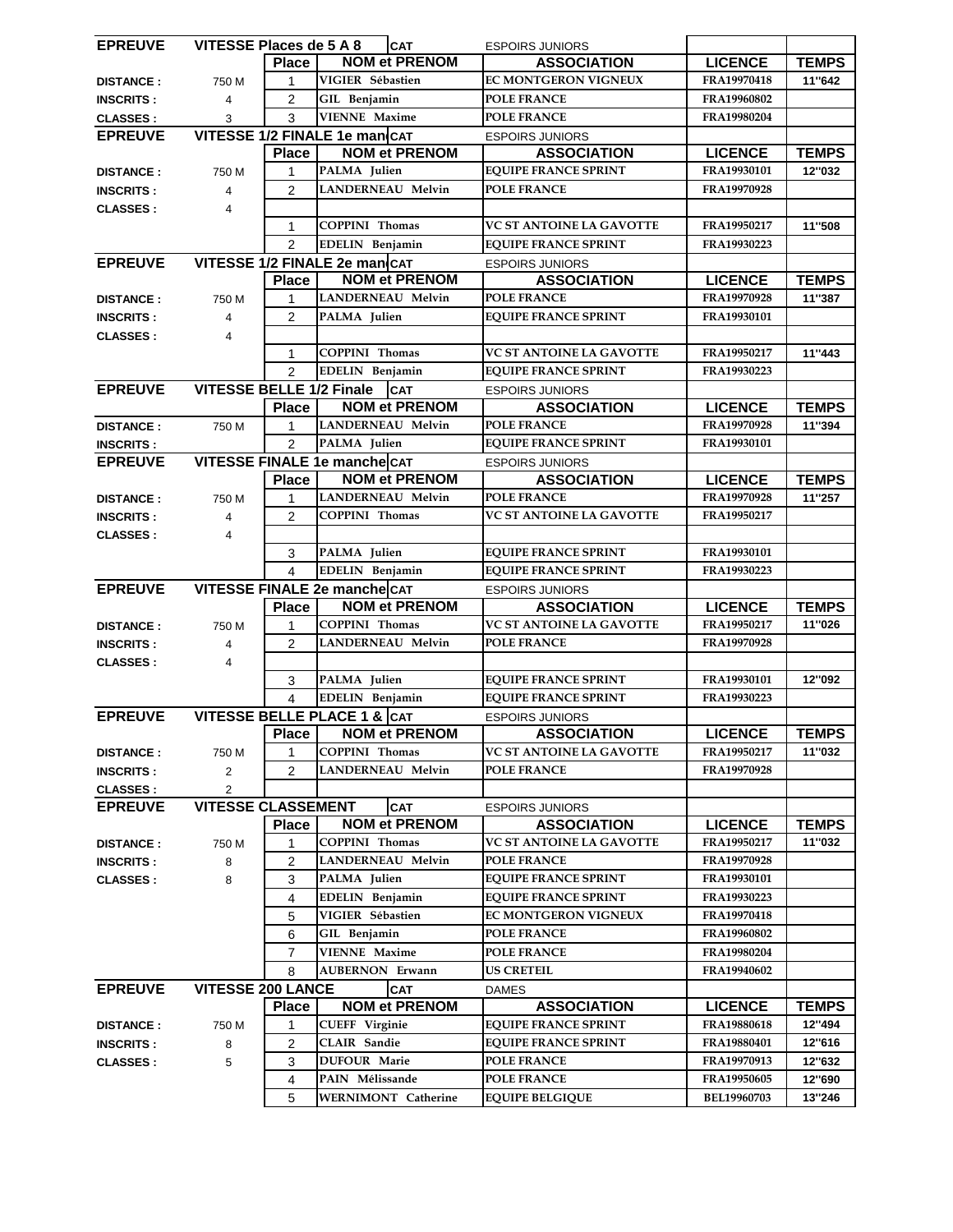| EPREUVE | VITESSE Places de 5 A 8 | | CAT | ESPOIRS JUNIORS | | |
|---|---|---|---|---|---|---|
| | | Place | NOM et PRENOM | ASSOCIATION | LICENCE | TEMPS |
| DISTANCE : | 750 M | 1 | VIGIER Sébastien | EC MONTGERON VIGNEUX | FRA19970418 | 11''642 |
| INSCRITS : | 4 | 2 | GIL Benjamin | POLE FRANCE | FRA19960802 | |
| CLASSES : | 3 | 3 | VIENNE Maxime | POLE FRANCE | FRA19980204 | |

| EPREUVE | VITESSE 1/2 FINALE 1e manche | | CAT | ESPOIRS JUNIORS | | |
|---|---|---|---|---|---|---|
| | | Place | NOM et PRENOM | ASSOCIATION | LICENCE | TEMPS |
| DISTANCE : | 750 M | 1 | PALMA Julien | EQUIPE FRANCE SPRINT | FRA19930101 | 12''032 |
| INSCRITS : | 4 | 2 | LANDERNEAU Melvin | POLE FRANCE | FRA19970928 | |
| CLASSES : | 4 | | | | | |
| | | 1 | COPPINI Thomas | VC ST ANTOINE LA GAVOTTE | FRA19950217 | 11''508 |
| | | 2 | EDELIN Benjamin | EQUIPE FRANCE SPRINT | FRA19930223 | |

| EPREUVE | VITESSE 1/2 FINALE 2e manche | | CAT | ESPOIRS JUNIORS | | |
|---|---|---|---|---|---|---|
| | | Place | NOM et PRENOM | ASSOCIATION | LICENCE | TEMPS |
| DISTANCE : | 750 M | 1 | LANDERNEAU Melvin | POLE FRANCE | FRA19970928 | 11''387 |
| INSCRITS : | 4 | 2 | PALMA Julien | EQUIPE FRANCE SPRINT | FRA19930101 | |
| CLASSES : | 4 | | | | | |
| | | 1 | COPPINI Thomas | VC ST ANTOINE LA GAVOTTE | FRA19950217 | 11''443 |
| | | 2 | EDELIN Benjamin | EQUIPE FRANCE SPRINT | FRA19930223 | |

| EPREUVE | VITESSE BELLE 1/2 Finale | | CAT | ESPOIRS JUNIORS | | |
|---|---|---|---|---|---|---|
| | | Place | NOM et PRENOM | ASSOCIATION | LICENCE | TEMPS |
| DISTANCE : | 750 M | 1 | LANDERNEAU Melvin | POLE FRANCE | FRA19970928 | 11''394 |
| INSCRITS : | | 2 | PALMA Julien | EQUIPE FRANCE SPRINT | FRA19930101 | |

| EPREUVE | VITESSE FINALE 1e manche | | CAT | ESPOIRS JUNIORS | | |
|---|---|---|---|---|---|---|
| | | Place | NOM et PRENOM | ASSOCIATION | LICENCE | TEMPS |
| DISTANCE : | 750 M | 1 | LANDERNEAU Melvin | POLE FRANCE | FRA19970928 | 11''257 |
| INSCRITS : | 4 | 2 | COPPINI Thomas | VC ST ANTOINE LA GAVOTTE | FRA19950217 | |
| CLASSES : | 4 | | | | | |
| | | 3 | PALMA Julien | EQUIPE FRANCE SPRINT | FRA19930101 | |
| | | 4 | EDELIN Benjamin | EQUIPE FRANCE SPRINT | FRA19930223 | |

| EPREUVE | VITESSE FINALE 2e manche | | CAT | ESPOIRS JUNIORS | | |
|---|---|---|---|---|---|---|
| | | Place | NOM et PRENOM | ASSOCIATION | LICENCE | TEMPS |
| DISTANCE : | 750 M | 1 | COPPINI Thomas | VC ST ANTOINE LA GAVOTTE | FRA19950217 | 11''026 |
| INSCRITS : | 4 | 2 | LANDERNEAU Melvin | POLE FRANCE | FRA19970928 | |
| CLASSES : | 4 | | | | | |
| | | 3 | PALMA Julien | EQUIPE FRANCE SPRINT | FRA19930101 | 12''092 |
| | | 4 | EDELIN Benjamin | EQUIPE FRANCE SPRINT | FRA19930223 | |

| EPREUVE | VITESSE BELLE PLACE 1 & 2 | | CAT | ESPOIRS JUNIORS | | |
|---|---|---|---|---|---|---|
| | | Place | NOM et PRENOM | ASSOCIATION | LICENCE | TEMPS |
| DISTANCE : | 750 M | 1 | COPPINI Thomas | VC ST ANTOINE LA GAVOTTE | FRA19950217 | 11''032 |
| INSCRITS : | 2 | 2 | LANDERNEAU Melvin | POLE FRANCE | FRA19970928 | |
| CLASSES : | 2 | | | | | |

| EPREUVE | VITESSE CLASSEMENT | | CAT | ESPOIRS JUNIORS | | |
|---|---|---|---|---|---|---|
| | | Place | NOM et PRENOM | ASSOCIATION | LICENCE | TEMPS |
| DISTANCE : | 750 M | 1 | COPPINI Thomas | VC ST ANTOINE LA GAVOTTE | FRA19950217 | 11''032 |
| INSCRITS : | 8 | 2 | LANDERNEAU Melvin | POLE FRANCE | FRA19970928 | |
| CLASSES : | 8 | 3 | PALMA Julien | EQUIPE FRANCE SPRINT | FRA19930101 | |
| | | 4 | EDELIN Benjamin | EQUIPE FRANCE SPRINT | FRA19930223 | |
| | | 5 | VIGIER Sébastien | EC MONTGERON VIGNEUX | FRA19970418 | |
| | | 6 | GIL Benjamin | POLE FRANCE | FRA19960802 | |
| | | 7 | VIENNE Maxime | POLE FRANCE | FRA19980204 | |
| | | 8 | AUBERNON Erwann | US CRETEIL | FRA19940602 | |

| EPREUVE | VITESSE 200 LANCE | | CAT | DAMES | | |
|---|---|---|---|---|---|---|
| | | Place | NOM et PRENOM | ASSOCIATION | LICENCE | TEMPS |
| DISTANCE : | 750 M | 1 | CUEFF Virginie | EQUIPE FRANCE SPRINT | FRA19880618 | 12''494 |
| INSCRITS : | 8 | 2 | CLAIR Sandie | EQUIPE FRANCE SPRINT | FRA19880401 | 12''616 |
| CLASSES : | 5 | 3 | DUFOUR Marie | POLE FRANCE | FRA19970913 | 12''632 |
| | | 4 | PAIN Mélissande | POLE FRANCE | FRA19950605 | 12''690 |
| | | 5 | WERNIMONT Catherine | EQUIPE BELGIQUE | BEL19960703 | 13''246 |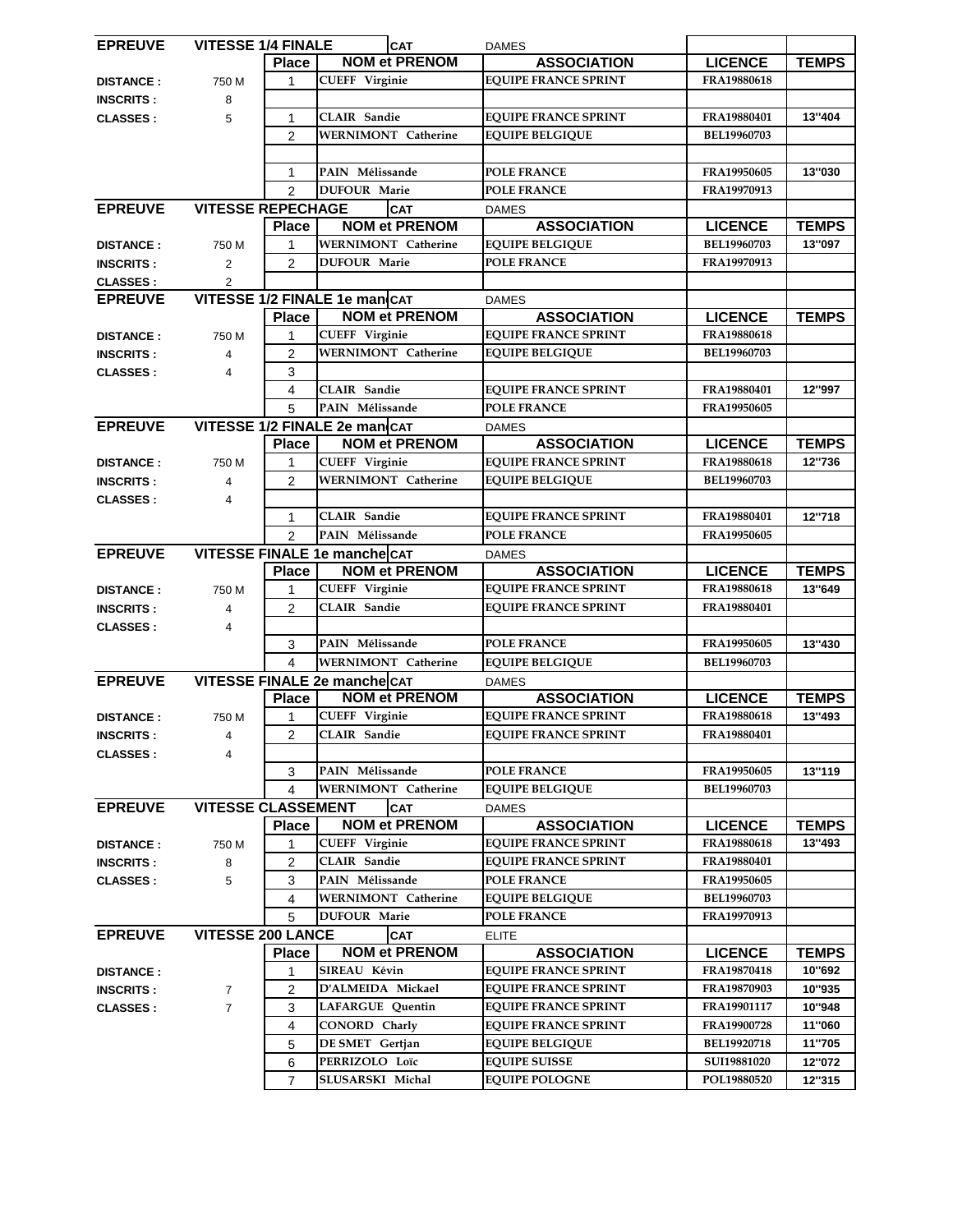| EPREUVE | VITESSE 1/4 FINALE | | CAT | DAMES | | |
|---|---|---|---|---|---|---|
| | | Place | NOM et PRENOM | ASSOCIATION | LICENCE | TEMPS |
| DISTANCE : | 750 M | 1 | CUEFF Virginie | EQUIPE FRANCE SPRINT | FRA19880618 | |
| INSCRITS : | 8 | | | | | |
| CLASSES : | 5 | 1 | CLAIR Sandie | EQUIPE FRANCE SPRINT | FRA19880401 | 13''404 |
| | | 2 | WERNIMONT Catherine | EQUIPE BELGIQUE | BEL19960703 | |
| | | | | | | |
| | | 1 | PAIN Mélissande | POLE FRANCE | FRA19950605 | 13''030 |
| | | 2 | DUFOUR Marie | POLE FRANCE | FRA19970913 | |

| EPREUVE | VITESSE REPECHAGE | | CAT | DAMES | | |
|---|---|---|---|---|---|---|
| | | Place | NOM et PRENOM | ASSOCIATION | LICENCE | TEMPS |
| DISTANCE : | 750 M | 1 | WERNIMONT Catherine | EQUIPE BELGIQUE | BEL19960703 | 13''097 |
| INSCRITS : | 2 | 2 | DUFOUR Marie | POLE FRANCE | FRA19970913 | |
| CLASSES : | 2 | | | | | |

| EPREUVE | VITESSE 1/2 FINALE 1e man | | CAT | DAMES | | |
|---|---|---|---|---|---|---|
| | | Place | NOM et PRENOM | ASSOCIATION | LICENCE | TEMPS |
| DISTANCE : | 750 M | 1 | CUEFF Virginie | EQUIPE FRANCE SPRINT | FRA19880618 | |
| INSCRITS : | 4 | 2 | WERNIMONT Catherine | EQUIPE BELGIQUE | BEL19960703 | |
| CLASSES : | 4 | 3 | | | | |
| | | 4 | CLAIR Sandie | EQUIPE FRANCE SPRINT | FRA19880401 | 12''997 |
| | | 5 | PAIN Mélissande | POLE FRANCE | FRA19950605 | |

| EPREUVE | VITESSE 1/2 FINALE 2e man | | CAT | DAMES | | |
|---|---|---|---|---|---|---|
| | | Place | NOM et PRENOM | ASSOCIATION | LICENCE | TEMPS |
| DISTANCE : | 750 M | 1 | CUEFF Virginie | EQUIPE FRANCE SPRINT | FRA19880618 | 12''736 |
| INSCRITS : | 4 | 2 | WERNIMONT Catherine | EQUIPE BELGIQUE | BEL19960703 | |
| CLASSES : | 4 | | | | | |
| | | 1 | CLAIR Sandie | EQUIPE FRANCE SPRINT | FRA19880401 | 12''718 |
| | | 2 | PAIN Mélissande | POLE FRANCE | FRA19950605 | |

| EPREUVE | VITESSE FINALE 1e manche | | CAT | DAMES | | |
|---|---|---|---|---|---|---|
| | | Place | NOM et PRENOM | ASSOCIATION | LICENCE | TEMPS |
| DISTANCE : | 750 M | 1 | CUEFF Virginie | EQUIPE FRANCE SPRINT | FRA19880618 | 13''649 |
| INSCRITS : | 4 | 2 | CLAIR Sandie | EQUIPE FRANCE SPRINT | FRA19880401 | |
| CLASSES : | 4 | | | | | |
| | | 3 | PAIN Mélissande | POLE FRANCE | FRA19950605 | 13''430 |
| | | 4 | WERNIMONT Catherine | EQUIPE BELGIQUE | BEL19960703 | |

| EPREUVE | VITESSE FINALE 2e manche | | CAT | DAMES | | |
|---|---|---|---|---|---|---|
| | | Place | NOM et PRENOM | ASSOCIATION | LICENCE | TEMPS |
| DISTANCE : | 750 M | 1 | CUEFF Virginie | EQUIPE FRANCE SPRINT | FRA19880618 | 13''493 |
| INSCRITS : | 4 | 2 | CLAIR Sandie | EQUIPE FRANCE SPRINT | FRA19880401 | |
| CLASSES : | 4 | | | | | |
| | | 3 | PAIN Mélissande | POLE FRANCE | FRA19950605 | 13''119 |
| | | 4 | WERNIMONT Catherine | EQUIPE BELGIQUE | BEL19960703 | |

| EPREUVE | VITESSE CLASSEMENT | | CAT | DAMES | | |
|---|---|---|---|---|---|---|
| | | Place | NOM et PRENOM | ASSOCIATION | LICENCE | TEMPS |
| DISTANCE : | 750 M | 1 | CUEFF Virginie | EQUIPE FRANCE SPRINT | FRA19880618 | 13''493 |
| INSCRITS : | 8 | 2 | CLAIR Sandie | EQUIPE FRANCE SPRINT | FRA19880401 | |
| CLASSES : | 5 | 3 | PAIN Mélissande | POLE FRANCE | FRA19950605 | |
| | | 4 | WERNIMONT Catherine | EQUIPE BELGIQUE | BEL19960703 | |
| | | 5 | DUFOUR Marie | POLE FRANCE | FRA19970913 | |

| EPREUVE | VITESSE 200 LANCE | | CAT | ELITE | | |
|---|---|---|---|---|---|---|
| | | Place | NOM et PRENOM | ASSOCIATION | LICENCE | TEMPS |
| DISTANCE : | | 1 | SIREAU Kévin | EQUIPE FRANCE SPRINT | FRA19870418 | 10''692 |
| INSCRITS : | 7 | 2 | D'ALMEIDA Mickael | EQUIPE FRANCE SPRINT | FRA19870903 | 10''935 |
| CLASSES : | 7 | 3 | LAFARGUE Quentin | EQUIPE FRANCE SPRINT | FRA19901117 | 10''948 |
| | | 4 | CONORD Charly | EQUIPE FRANCE SPRINT | FRA19900728 | 11''060 |
| | | 5 | DE SMET Gertjan | EQUIPE BELGIQUE | BEL19920718 | 11''705 |
| | | 6 | PERRIZOLO Loïc | EQUIPE SUISSE | SUI19881020 | 12''072 |
| | | 7 | SLUSARSKI Michal | EQUIPE POLOGNE | POL19880520 | 12''315 |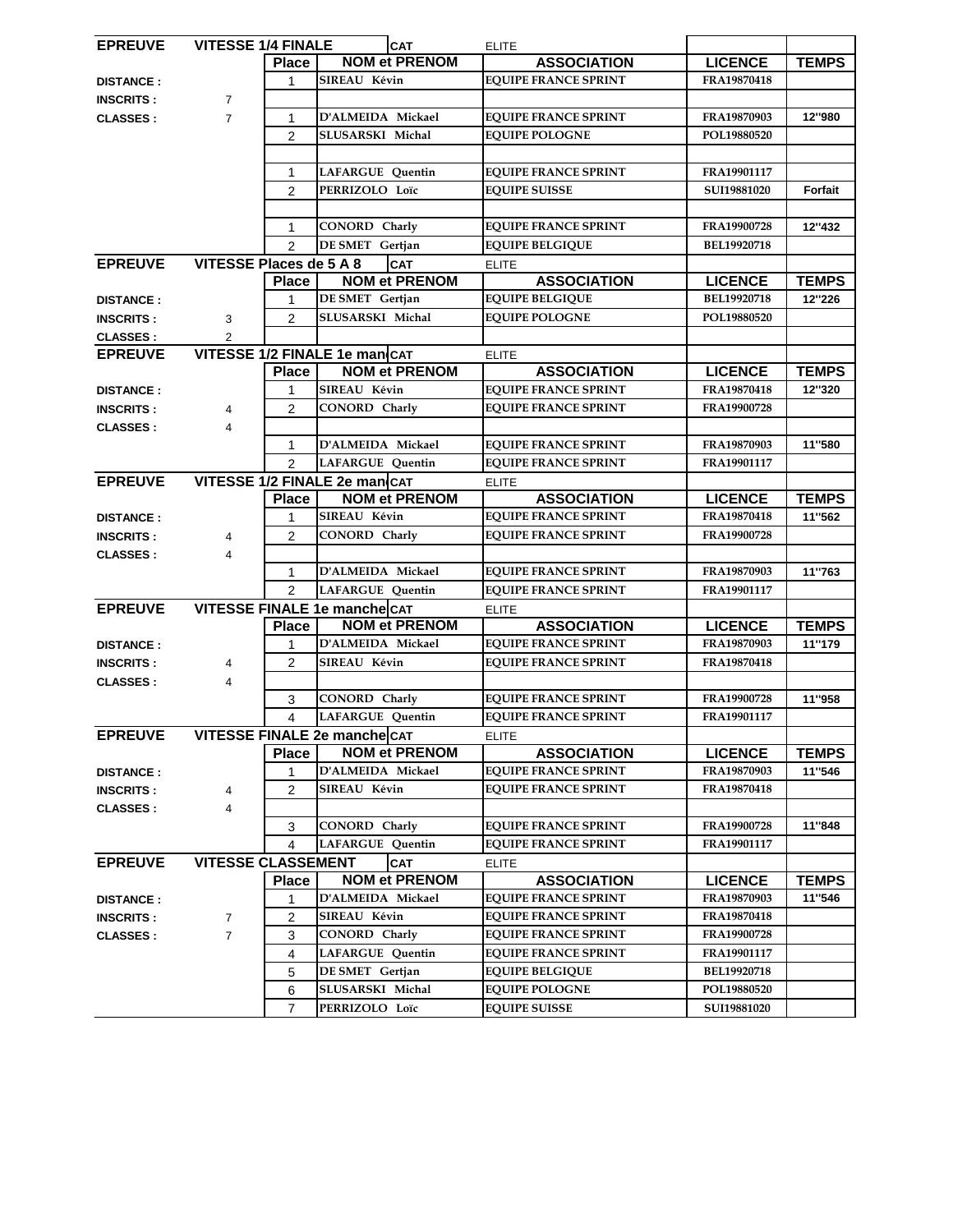| EPREUVE | VITESSE 1/4 FINALE | | CAT | ELITE | | |
|---|---|---|---|---|---|---|
| | | Place | NOM et PRENOM | ASSOCIATION | LICENCE | TEMPS |
| DISTANCE : | | 1 | SIREAU Kévin | EQUIPE FRANCE SPRINT | FRA19870418 | |
| INSCRITS : | 7 | | | | | |
| CLASSES : | 7 | 1 | D'ALMEIDA Mickael | EQUIPE FRANCE SPRINT | FRA19870903 | 12''980 |
| | | 2 | SLUSARSKI Michal | EQUIPE POLOGNE | POL19880520 | |
| | | | | | | |
| | | 1 | LAFARGUE Quentin | EQUIPE FRANCE SPRINT | FRA19901117 | |
| | | 2 | PERRIZOLO Loïc | EQUIPE SUISSE | SUI19881020 | Forfait |
| | | | | | | |
| | | 1 | CONORD Charly | EQUIPE FRANCE SPRINT | FRA19900728 | 12''432 |
| | | 2 | DE SMET Gertjan | EQUIPE BELGIQUE | BEL19920718 | |

| EPREUVE | VITESSE Places de 5 A 8 | | CAT | ELITE | | |
|---|---|---|---|---|---|---|
| | | Place | NOM et PRENOM | ASSOCIATION | LICENCE | TEMPS |
| DISTANCE : | | 1 | DE SMET Gertjan | EQUIPE BELGIQUE | BEL19920718 | 12''226 |
| INSCRITS : | 3 | 2 | SLUSARSKI Michal | EQUIPE POLOGNE | POL19880520 | |
| CLASSES : | 2 | | | | | |

| EPREUVE | VITESSE 1/2 FINALE 1e manche | | CAT | ELITE | | |
|---|---|---|---|---|---|---|
| | | Place | NOM et PRENOM | ASSOCIATION | LICENCE | TEMPS |
| DISTANCE : | | 1 | SIREAU Kévin | EQUIPE FRANCE SPRINT | FRA19870418 | 12''320 |
| INSCRITS : | 4 | 2 | CONORD Charly | EQUIPE FRANCE SPRINT | FRA19900728 | |
| CLASSES : | 4 | | | | | |
| | | 1 | D'ALMEIDA Mickael | EQUIPE FRANCE SPRINT | FRA19870903 | 11''580 |
| | | 2 | LAFARGUE Quentin | EQUIPE FRANCE SPRINT | FRA19901117 | |

| EPREUVE | VITESSE 1/2 FINALE 2e manche | | CAT | ELITE | | |
|---|---|---|---|---|---|---|
| | | Place | NOM et PRENOM | ASSOCIATION | LICENCE | TEMPS |
| DISTANCE : | | 1 | SIREAU Kévin | EQUIPE FRANCE SPRINT | FRA19870418 | 11''562 |
| INSCRITS : | 4 | 2 | CONORD Charly | EQUIPE FRANCE SPRINT | FRA19900728 | |
| CLASSES : | 4 | | | | | |
| | | 1 | D'ALMEIDA Mickael | EQUIPE FRANCE SPRINT | FRA19870903 | 11''763 |
| | | 2 | LAFARGUE Quentin | EQUIPE FRANCE SPRINT | FRA19901117 | |

| EPREUVE | VITESSE FINALE 1e manche | | CAT | ELITE | | |
|---|---|---|---|---|---|---|
| | | Place | NOM et PRENOM | ASSOCIATION | LICENCE | TEMPS |
| DISTANCE : | | 1 | D'ALMEIDA Mickael | EQUIPE FRANCE SPRINT | FRA19870903 | 11''179 |
| INSCRITS : | 4 | 2 | SIREAU Kévin | EQUIPE FRANCE SPRINT | FRA19870418 | |
| CLASSES : | 4 | | | | | |
| | | 3 | CONORD Charly | EQUIPE FRANCE SPRINT | FRA19900728 | 11''958 |
| | | 4 | LAFARGUE Quentin | EQUIPE FRANCE SPRINT | FRA19901117 | |

| EPREUVE | VITESSE FINALE 2e manche | | CAT | ELITE | | |
|---|---|---|---|---|---|---|
| | | Place | NOM et PRENOM | ASSOCIATION | LICENCE | TEMPS |
| DISTANCE : | | 1 | D'ALMEIDA Mickael | EQUIPE FRANCE SPRINT | FRA19870903 | 11''546 |
| INSCRITS : | 4 | 2 | SIREAU Kévin | EQUIPE FRANCE SPRINT | FRA19870418 | |
| CLASSES : | 4 | | | | | |
| | | 3 | CONORD Charly | EQUIPE FRANCE SPRINT | FRA19900728 | 11''848 |
| | | 4 | LAFARGUE Quentin | EQUIPE FRANCE SPRINT | FRA19901117 | |

| EPREUVE | VITESSE CLASSEMENT | | CAT | ELITE | | |
|---|---|---|---|---|---|---|
| | | Place | NOM et PRENOM | ASSOCIATION | LICENCE | TEMPS |
| DISTANCE : | | 1 | D'ALMEIDA Mickael | EQUIPE FRANCE SPRINT | FRA19870903 | 11''546 |
| INSCRITS : | 7 | 2 | SIREAU Kévin | EQUIPE FRANCE SPRINT | FRA19870418 | |
| CLASSES : | 7 | 3 | CONORD Charly | EQUIPE FRANCE SPRINT | FRA19900728 | |
| | | 4 | LAFARGUE Quentin | EQUIPE FRANCE SPRINT | FRA19901117 | |
| | | 5 | DE SMET Gertjan | EQUIPE BELGIQUE | BEL19920718 | |
| | | 6 | SLUSARSKI Michal | EQUIPE POLOGNE | POL19880520 | |
| | | 7 | PERRIZOLO Loïc | EQUIPE SUISSE | SUI19881020 | |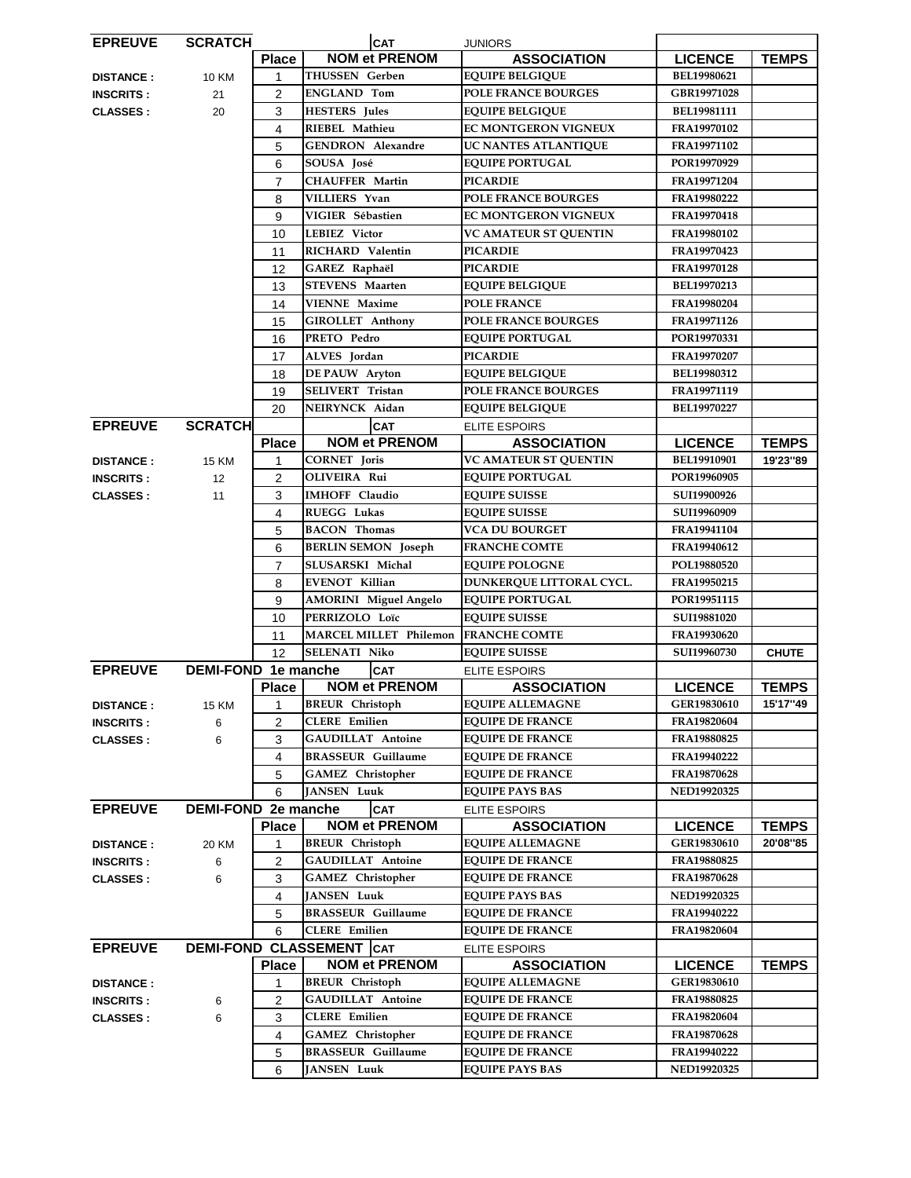| EPREUVE | SCRATCH | | CAT | JUNIORS | | |
|---|---|---|---|---|---|---|
| | | Place | NOM et PRENOM | ASSOCIATION | LICENCE | TEMPS |
| DISTANCE : | 10 KM | 1 | THUSSEN Gerben | EQUIPE BELGIQUE | BEL19980621 | |
| INSCRITS : | 21 | 2 | ENGLAND Tom | POLE FRANCE BOURGES | GBR19971028 | |
| CLASSES : | 20 | 3 | HESTERS Jules | EQUIPE BELGIQUE | BEL19981111 | |
| | | 4 | RIEBEL Mathieu | EC MONTGERON VIGNEUX | FRA19970102 | |
| | | 5 | GENDRON Alexandre | UC NANTES ATLANTIQUE | FRA19971102 | |
| | | 6 | SOUSA José | EQUIPE PORTUGAL | POR19970929 | |
| | | 7 | CHAUFFER Martin | PICARDIE | FRA19971204 | |
| | | 8 | VILLIERS Yvan | POLE FRANCE BOURGES | FRA19980222 | |
| | | 9 | VIGIER Sébastien | EC MONTGERON VIGNEUX | FRA19970418 | |
| | | 10 | LEBIEZ Victor | VC AMATEUR ST QUENTIN | FRA19980102 | |
| | | 11 | RICHARD Valentin | PICARDIE | FRA19970423 | |
| | | 12 | GAREZ Raphaël | PICARDIE | FRA19970128 | |
| | | 13 | STEVENS Maarten | EQUIPE BELGIQUE | BEL19970213 | |
| | | 14 | VIENNE Maxime | POLE FRANCE | FRA19980204 | |
| | | 15 | GIROLLET Anthony | POLE FRANCE BOURGES | FRA19971126 | |
| | | 16 | PRETO Pedro | EQUIPE PORTUGAL | POR19970331 | |
| | | 17 | ALVES Jordan | PICARDIE | FRA19970207 | |
| | | 18 | DE PAUW Aryton | EQUIPE BELGIQUE | BEL19980312 | |
| | | 19 | SELIVERT Tristan | POLE FRANCE BOURGES | FRA19971119 | |
| | | 20 | NEIRYNCK Aidan | EQUIPE BELGIQUE | BEL19970227 | |

| EPREUVE | SCRATCH | | CAT | ELITE ESPOIRS | | |
|---|---|---|---|---|---|---|
| | | Place | NOM et PRENOM | ASSOCIATION | LICENCE | TEMPS |
| DISTANCE : | 15 KM | 1 | CORNET Joris | VC AMATEUR ST QUENTIN | BEL19910901 | 19'23''89 |
| INSCRITS : | 12 | 2 | OLIVEIRA Rui | EQUIPE PORTUGAL | POR19960905 | |
| CLASSES : | 11 | 3 | IMHOFF Claudio | EQUIPE SUISSE | SUI19900926 | |
| | | 4 | RUEGG Lukas | EQUIPE SUISSE | SUI19960909 | |
| | | 5 | BACON Thomas | VCA DU BOURGET | FRA19941104 | |
| | | 6 | BERLIN SEMON Joseph | FRANCHE COMTE | FRA19940612 | |
| | | 7 | SLUSARSKI Michal | EQUIPE POLOGNE | POL19880520 | |
| | | 8 | EVENOT Killian | DUNKERQUE LITTORAL CYCL. | FRA19950215 | |
| | | 9 | AMORINI Miguel Angelo | EQUIPE PORTUGAL | POR19951115 | |
| | | 10 | PERRIZOLO Loïc | EQUIPE SUISSE | SUI19881020 | |
| | | 11 | MARCEL MILLET Philemon | FRANCHE COMTE | FRA19930620 | |
| | | 12 | SELENATI Niko | EQUIPE SUISSE | SUI19960730 | CHUTE |

| EPREUVE | DEMI-FOND 1e manche | | CAT | ELITE ESPOIRS | | |
|---|---|---|---|---|---|---|
| | | Place | NOM et PRENOM | ASSOCIATION | LICENCE | TEMPS |
| DISTANCE : | 15 KM | 1 | BREUR Christoph | EQUIPE ALLEMAGNE | GER19830610 | 15'17''49 |
| INSCRITS : | 6 | 2 | CLERE Emilien | EQUIPE DE FRANCE | FRA19820604 | |
| CLASSES : | 6 | 3 | GAUDILLAT Antoine | EQUIPE DE FRANCE | FRA19880825 | |
| | | 4 | BRASSEUR Guillaume | EQUIPE DE FRANCE | FRA19940222 | |
| | | 5 | GAMEZ Christopher | EQUIPE DE FRANCE | FRA19870628 | |
| | | 6 | JANSEN Luuk | EQUIPE PAYS BAS | NED19920325 | |

| EPREUVE | DEMI-FOND 2e manche | | CAT | ELITE ESPOIRS | | |
|---|---|---|---|---|---|---|
| | | Place | NOM et PRENOM | ASSOCIATION | LICENCE | TEMPS |
| DISTANCE : | 20 KM | 1 | BREUR Christoph | EQUIPE ALLEMAGNE | GER19830610 | 20'08''85 |
| INSCRITS : | 6 | 2 | GAUDILLAT Antoine | EQUIPE DE FRANCE | FRA19880825 | |
| CLASSES : | 6 | 3 | GAMEZ Christopher | EQUIPE DE FRANCE | FRA19870628 | |
| | | 4 | JANSEN Luuk | EQUIPE PAYS BAS | NED19920325 | |
| | | 5 | BRASSEUR Guillaume | EQUIPE DE FRANCE | FRA19940222 | |
| | | 6 | CLERE Emilien | EQUIPE DE FRANCE | FRA19820604 | |

| EPREUVE | DEMI-FOND CLASSEMENT | | CAT | ELITE ESPOIRS | | |
|---|---|---|---|---|---|---|
| | | Place | NOM et PRENOM | ASSOCIATION | LICENCE | TEMPS |
| DISTANCE : | | 1 | BREUR Christoph | EQUIPE ALLEMAGNE | GER19830610 | |
| INSCRITS : | 6 | 2 | GAUDILLAT Antoine | EQUIPE DE FRANCE | FRA19880825 | |
| CLASSES : | 6 | 3 | CLERE Emilien | EQUIPE DE FRANCE | FRA19820604 | |
| | | 4 | GAMEZ Christopher | EQUIPE DE FRANCE | FRA19870628 | |
| | | 5 | BRASSEUR Guillaume | EQUIPE DE FRANCE | FRA19940222 | |
| | | 6 | JANSEN Luuk | EQUIPE PAYS BAS | NED19920325 | |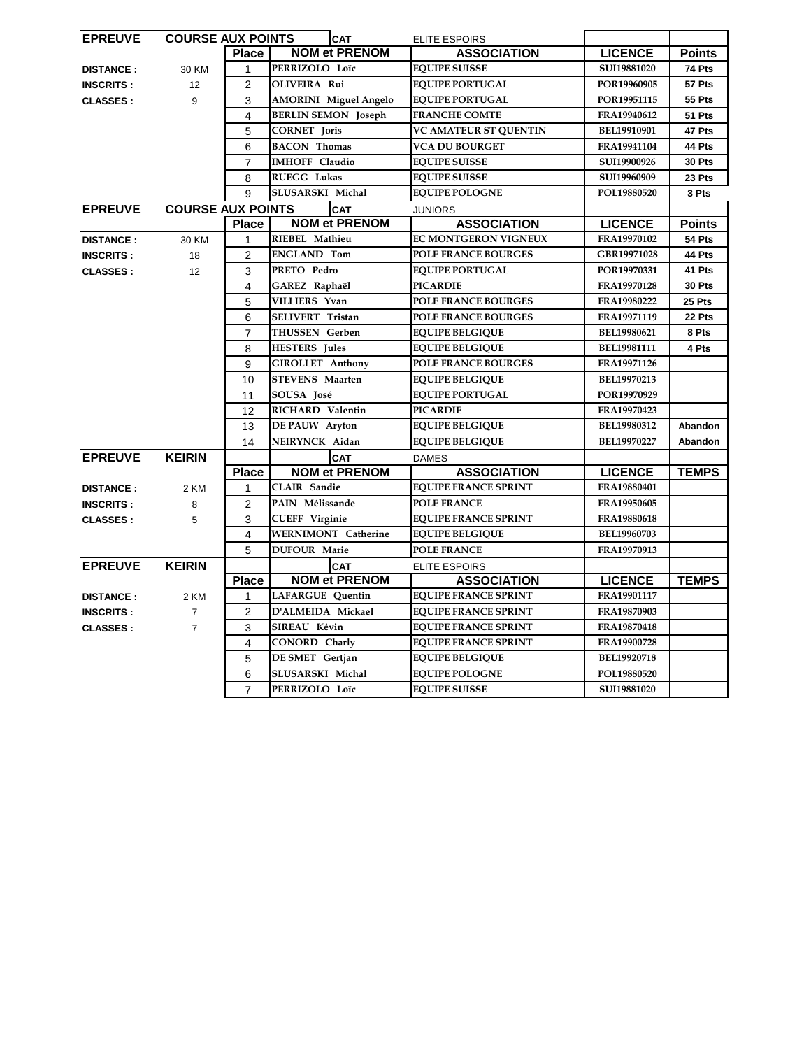| EPREUVE | COURSE AUX POINTS | | CAT | ELITE ESPOIRS | | |
|---|---|---|---|---|---|---|
| | | **Place** | **NOM et PRENOM** | **ASSOCIATION** | **LICENCE** | **Points** |
| **DISTANCE :** | 30 KM | 1 | PERRIZOLO Loïc | EQUIPE SUISSE | SUI19881020 | 74 Pts |
| **INSCRITS :** | 12 | 2 | OLIVEIRA Rui | EQUIPE PORTUGAL | POR19960905 | 57 Pts |
| **CLASSES :** | 9 | 3 | AMORINI Miguel Angelo | EQUIPE PORTUGAL | POR19951115 | 55 Pts |
| | | 4 | BERLIN SEMON Joseph | FRANCHE COMTE | FRA19940612 | 51 Pts |
| | | 5 | CORNET Joris | VC AMATEUR ST QUENTIN | BEL19910901 | 47 Pts |
| | | 6 | BACON Thomas | VCA DU BOURGET | FRA19941104 | 44 Pts |
| | | 7 | IMHOFF Claudio | EQUIPE SUISSE | SUI19900926 | 30 Pts |
| | | 8 | RUEGG Lukas | EQUIPE SUISSE | SUI19960909 | 23 Pts |
| | | 9 | SLUSARSKI Michal | EQUIPE POLOGNE | POL19880520 | 3 Pts |

| EPREUVE | COURSE AUX POINTS | | CAT | JUNIORS | | |
|---|---|---|---|---|---|---|
| | | **Place** | **NOM et PRENOM** | **ASSOCIATION** | **LICENCE** | **Points** |
| **DISTANCE :** | 30 KM | 1 | RIEBEL Mathieu | EC MONTGERON VIGNEUX | FRA19970102 | 54 Pts |
| **INSCRITS :** | 18 | 2 | ENGLAND Tom | POLE FRANCE BOURGES | GBR19971028 | 44 Pts |
| **CLASSES :** | 12 | 3 | PRETO Pedro | EQUIPE PORTUGAL | POR19970331 | 41 Pts |
| | | 4 | GAREZ Raphaël | PICARDIE | FRA19970128 | 30 Pts |
| | | 5 | VILLIERS Yvan | POLE FRANCE BOURGES | FRA19980222 | 25 Pts |
| | | 6 | SELIVERT Tristan | POLE FRANCE BOURGES | FRA19971119 | 22 Pts |
| | | 7 | THUSSEN Gerben | EQUIPE BELGIQUE | BEL19980621 | 8 Pts |
| | | 8 | HESTERS Jules | EQUIPE BELGIQUE | BEL19981111 | 4 Pts |
| | | 9 | GIROLLET Anthony | POLE FRANCE BOURGES | FRA19971126 | |
| | | 10 | STEVENS Maarten | EQUIPE BELGIQUE | BEL19970213 | |
| | | 11 | SOUSA José | EQUIPE PORTUGAL | POR19970929 | |
| | | 12 | RICHARD Valentin | PICARDIE | FRA19970423 | |
| | | 13 | DE PAUW Aryton | EQUIPE BELGIQUE | BEL19980312 | Abandon |
| | | 14 | NEIRYNCK Aidan | EQUIPE BELGIQUE | BEL19970227 | Abandon |

| EPREUVE | KEIRIN | | CAT | DAMES | | |
|---|---|---|---|---|---|---|
| | | **Place** | **NOM et PRENOM** | **ASSOCIATION** | **LICENCE** | **TEMPS** |
| **DISTANCE :** | 2 KM | 1 | CLAIR Sandie | EQUIPE FRANCE SPRINT | FRA19880401 | |
| **INSCRITS :** | 8 | 2 | PAIN Mélissande | POLE FRANCE | FRA19950605 | |
| **CLASSES :** | 5 | 3 | CUEFF Virginie | EQUIPE FRANCE SPRINT | FRA19880618 | |
| | | 4 | WERNIMONT Catherine | EQUIPE BELGIQUE | BEL19960703 | |
| | | 5 | DUFOUR Marie | POLE FRANCE | FRA19970913 | |

| EPREUVE | KEIRIN | | CAT | ELITE ESPOIRS | | |
|---|---|---|---|---|---|---|
| | | **Place** | **NOM et PRENOM** | **ASSOCIATION** | **LICENCE** | **TEMPS** |
| **DISTANCE :** | 2 KM | 1 | LAFARGUE Quentin | EQUIPE FRANCE SPRINT | FRA19901117 | |
| **INSCRITS :** | 7 | 2 | D'ALMEIDA Mickael | EQUIPE FRANCE SPRINT | FRA19870903 | |
| **CLASSES :** | 7 | 3 | SIREAU Kévin | EQUIPE FRANCE SPRINT | FRA19870418 | |
| | | 4 | CONORD Charly | EQUIPE FRANCE SPRINT | FRA19900728 | |
| | | 5 | DE SMET Gertjan | EQUIPE BELGIQUE | BEL19920718 | |
| | | 6 | SLUSARSKI Michal | EQUIPE POLOGNE | POL19880520 | |
| | | 7 | PERRIZOLO Loïc | EQUIPE SUISSE | SUI19881020 | |